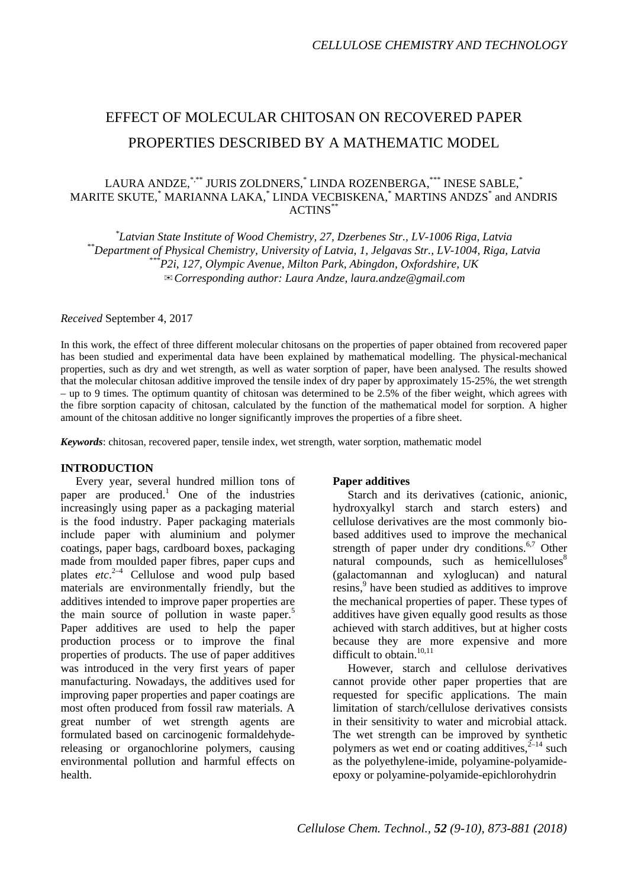# EFFECT OF MOLECULAR CHITOSAN ON RECOVERED PAPER PROPERTIES DESCRIBED BY A MATHEMATIC MODEL

LAURA ANDZE,[*,**] JURIS ZOLDNERS,[*] LINDA ROZENBERGA,[***] INESE SABLE,[*] MARITE SKUTE,[*] MARIANNA LAKA,[*] LINDA VECBISKENA,[*] MARTINS ANDZS[*] and ANDRIS ACTINS[**]

*[*]Latvian State Institute of Wood Chemistry, 27, Dzerbenes Str., LV-1006 Riga, Latvia*
*[**]Department of Physical Chemistry, University of Latvia, 1, Jelgavas Str., LV-1004, Riga, Latvia*
*[***]P2i, 127, Olympic Avenue, Milton Park, Abingdon, Oxfordshire, UK*
*✉Corresponding author: Laura Andze, laura.andze@gmail.com*

*Received* September 4, 2017

In this work, the effect of three different molecular chitosans on the properties of paper obtained from recovered paper has been studied and experimental data have been explained by mathematical modelling. The physical-mechanical properties, such as dry and wet strength, as well as water sorption of paper, have been analysed. The results showed that the molecular chitosan additive improved the tensile index of dry paper by approximately 15-25%, the wet strength – up to 9 times. The optimum quantity of chitosan was determined to be 2.5% of the fiber weight, which agrees with the fibre sorption capacity of chitosan, calculated by the function of the mathematical model for sorption. A higher amount of the chitosan additive no longer significantly improves the properties of a fibre sheet.

***Keywords***: chitosan, recovered paper, tensile index, wet strength, water sorption, mathematic model

## INTRODUCTION

Every year, several hundred million tons of paper are produced.[1] One of the industries increasingly using paper as a packaging material is the food industry. Paper packaging materials include paper with aluminium and polymer coatings, paper bags, cardboard boxes, packaging made from moulded paper fibres, paper cups and plates *etc*.[2–4] Cellulose and wood pulp based materials are environmentally friendly, but the additives intended to improve paper properties are the main source of pollution in waste paper.[5] Paper additives are used to help the paper production process or to improve the final properties of products. The use of paper additives was introduced in the very first years of paper manufacturing. Nowadays, the additives used for improving paper properties and paper coatings are most often produced from fossil raw materials. A great number of wet strength agents are formulated based on carcinogenic formaldehyde-releasing or organochlorine polymers, causing environmental pollution and harmful effects on health.

### Paper additives

Starch and its derivatives (cationic, anionic, hydroxyalkyl starch and starch esters) and cellulose derivatives are the most commonly bio-based additives used to improve the mechanical strength of paper under dry conditions.[6,7] Other natural compounds, such as hemicelluloses[8] (galactomannan and xyloglucan) and natural resins,[9] have been studied as additives to improve the mechanical properties of paper. These types of additives have given equally good results as those achieved with starch additives, but at higher costs because they are more expensive and more difficult to obtain.[10,11]

However, starch and cellulose derivatives cannot provide other paper properties that are requested for specific applications. The main limitation of starch/cellulose derivatives consists in their sensitivity to water and microbial attack. The wet strength can be improved by synthetic polymers as wet end or coating additives,[2–14] such as the polyethylene-imide, polyamine-polyamide-epoxy or polyamine-polyamide-epichlorohydrin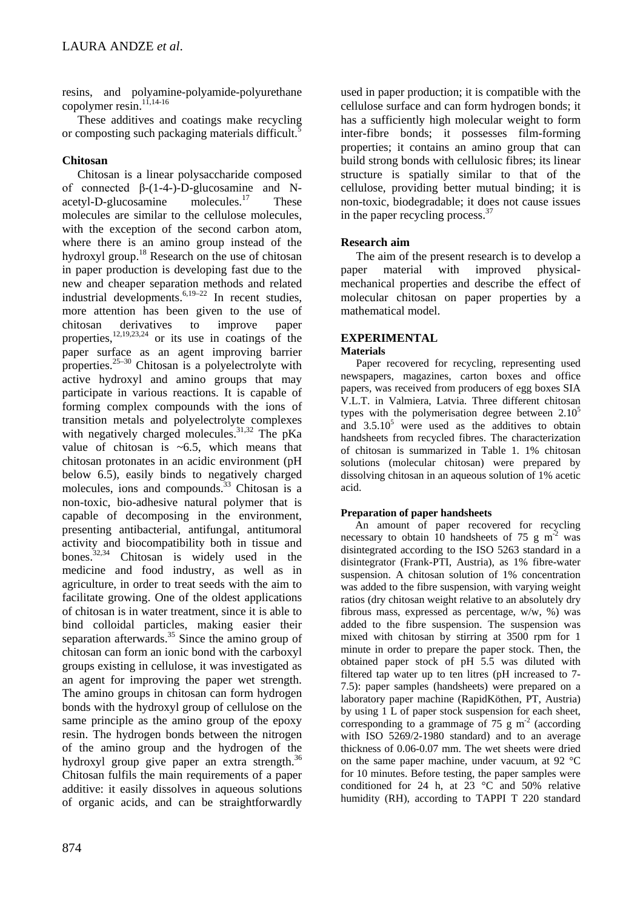resins, and polyamine-polyamide-polyurethane copolymer resin.[11,14-16]

These additives and coatings make recycling or composting such packaging materials difficult.[5]

### Chitosan

Chitosan is a linear polysaccharide composed of connected β-(1-4-)-D-glucosamine and N-acetyl-D-glucosamine molecules.[17] These molecules are similar to the cellulose molecules, with the exception of the second carbon atom, where there is an amino group instead of the hydroxyl group.[18] Research on the use of chitosan in paper production is developing fast due to the new and cheaper separation methods and related industrial developments.[6,19–22] In recent studies, more attention has been given to the use of chitosan derivatives to improve paper properties,[12,19,23,24] or its use in coatings of the paper surface as an agent improving barrier properties.[25–30] Chitosan is a polyelectrolyte with active hydroxyl and amino groups that may participate in various reactions. It is capable of forming complex compounds with the ions of transition metals and polyelectrolyte complexes with negatively charged molecules.[31,32] The pKa value of chitosan is ~6.5, which means that chitosan protonates in an acidic environment (pH below 6.5), easily binds to negatively charged molecules, ions and compounds.[33] Chitosan is a non-toxic, bio-adhesive natural polymer that is capable of decomposing in the environment, presenting antibacterial, antifungal, antitumoral activity and biocompatibility both in tissue and bones.[32,34] Chitosan is widely used in the medicine and food industry, as well as in agriculture, in order to treat seeds with the aim to facilitate growing. One of the oldest applications of chitosan is in water treatment, since it is able to bind colloidal particles, making easier their separation afterwards.[35] Since the amino group of chitosan can form an ionic bond with the carboxyl groups existing in cellulose, it was investigated as an agent for improving the paper wet strength. The amino groups in chitosan can form hydrogen bonds with the hydroxyl group of cellulose on the same principle as the amino group of the epoxy resin. The hydrogen bonds between the nitrogen of the amino group and the hydrogen of the hydroxyl group give paper an extra strength.[36] Chitosan fulfils the main requirements of a paper additive: it easily dissolves in aqueous solutions of organic acids, and can be straightforwardly used in paper production; it is compatible with the cellulose surface and can form hydrogen bonds; it has a sufficiently high molecular weight to form inter-fibre bonds; it possesses film-forming properties; it contains an amino group that can build strong bonds with cellulosic fibres; its linear structure is spatially similar to that of the cellulose, providing better mutual binding; it is non-toxic, biodegradable; it does not cause issues in the paper recycling process.[37]

### Research aim

The aim of the present research is to develop a paper material with improved physical-mechanical properties and describe the effect of molecular chitosan on paper properties by a mathematical model.

## EXPERIMENTAL

### Materials

Paper recovered for recycling, representing used newspapers, magazines, carton boxes and office papers, was received from producers of egg boxes SIA V.L.T. in Valmiera, Latvia. Three different chitosan types with the polymerisation degree between $2.10^5$ and $3.5.10^5$ were used as the additives to obtain handsheets from recycled fibres. The characterization of chitosan is summarized in Table 1. 1% chitosan solutions (molecular chitosan) were prepared by dissolving chitosan in an aqueous solution of 1% acetic acid.

### Preparation of paper handsheets

An amount of paper recovered for recycling necessary to obtain 10 handsheets of 75 g $m^{-2}$ was disintegrated according to the ISO 5263 standard in a disintegrator (Frank-PTI, Austria), as 1% fibre-water suspension. A chitosan solution of 1% concentration was added to the fibre suspension, with varying weight ratios (dry chitosan weight relative to an absolutely dry fibrous mass, expressed as percentage, w/w, %) was added to the fibre suspension. The suspension was mixed with chitosan by stirring at 3500 rpm for 1 minute in order to prepare the paper stock. Then, the obtained paper stock of pH 5.5 was diluted with filtered tap water up to ten litres (pH increased to 7-7.5): paper samples (handsheets) were prepared on a laboratory paper machine (RapidKöthen, PT, Austria) by using 1 L of paper stock suspension for each sheet, corresponding to a grammage of 75 g $m^{-2}$ (according with ISO 5269/2-1980 standard) and to an average thickness of 0.06-0.07 mm. The wet sheets were dried on the same paper machine, under vacuum, at 92 °C for 10 minutes. Before testing, the paper samples were conditioned for 24 h, at 23 °C and 50% relative humidity (RH), according to TAPPI T 220 standard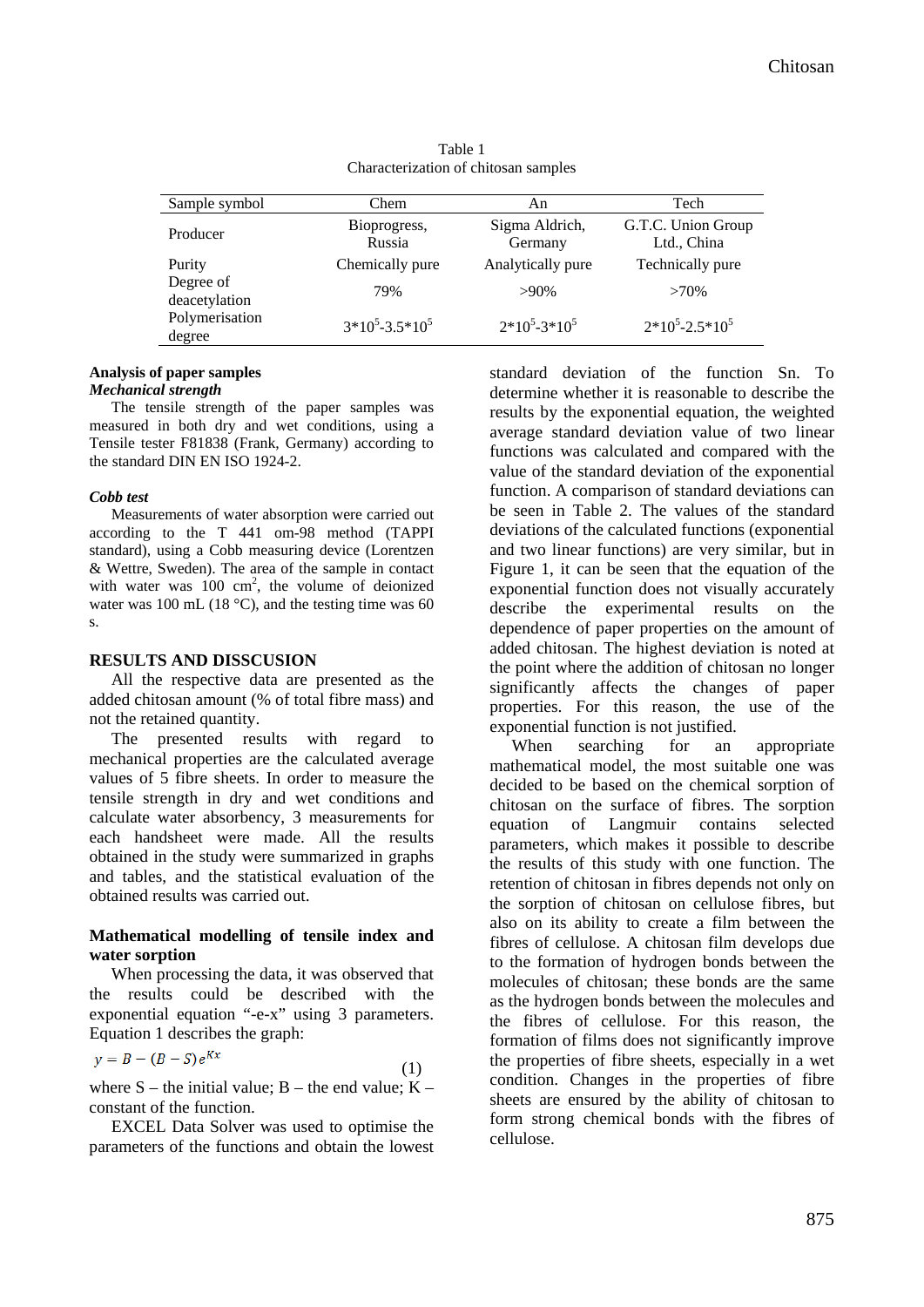Table 1
Characterization of chitosan samples

| Sample symbol | Chem | An | Tech |
|---|---|---|---|
| Producer | Bioprogress, Russia | Sigma Aldrich, Germany | G.T.C. Union Group Ltd., China |
| Purity | Chemically pure | Analytically pure | Technically pure |
| Degree of deacetylation | 79% | >90% | >70% |
| Polymerisation degree | $3*10^5$-$3.5*10^5$ | $2*10^5$-$3*10^5$ | $2*10^5$-$2.5*10^5$ |

**Analysis of paper samples**

***Mechanical strength***

The tensile strength of the paper samples was measured in both dry and wet conditions, using a Tensile tester F81838 (Frank, Germany) according to the standard DIN EN ISO 1924-2.

***Cobb test***

Measurements of water absorption were carried out according to the T 441 om-98 method (TAPPI standard), using a Cobb measuring device (Lorentzen & Wettre, Sweden). The area of the sample in contact with water was 100 $cm^2$, the volume of deionized water was 100 mL (18 °C), and the testing time was 60 s.

## RESULTS AND DISSCUSION

All the respective data are presented as the added chitosan amount (% of total fibre mass) and not the retained quantity.

The presented results with regard to mechanical properties are the calculated average values of 5 fibre sheets. In order to measure the tensile strength in dry and wet conditions and calculate water absorbency, 3 measurements for each handsheet were made. All the results obtained in the study were summarized in graphs and tables, and the statistical evaluation of the obtained results was carried out.

### Mathematical modelling of tensile index and water sorption

When processing the data, it was observed that the results could be described with the exponential equation "-e-x" using 3 parameters. Equation 1 describes the graph:

$$y = B - (B - S)e^{Kx} \quad (1)$$

where S – the initial value; B – the end value; K – constant of the function.

EXCEL Data Solver was used to optimise the parameters of the functions and obtain the lowest standard deviation of the function Sn. To determine whether it is reasonable to describe the results by the exponential equation, the weighted average standard deviation value of two linear functions was calculated and compared with the value of the standard deviation of the exponential function. A comparison of standard deviations can be seen in Table 2. The values of the standard deviations of the calculated functions (exponential and two linear functions) are very similar, but in Figure 1, it can be seen that the equation of the exponential function does not visually accurately describe the experimental results on the dependence of paper properties on the amount of added chitosan. The highest deviation is noted at the point where the addition of chitosan no longer significantly affects the changes of paper properties. For this reason, the use of the exponential function is not justified.

When searching for an appropriate mathematical model, the most suitable one was decided to be based on the chemical sorption of chitosan on the surface of fibres. The sorption equation of Langmuir contains selected parameters, which makes it possible to describe the results of this study with one function. The retention of chitosan in fibres depends not only on the sorption of chitosan on cellulose fibres, but also on its ability to create a film between the fibres of cellulose. A chitosan film develops due to the formation of hydrogen bonds between the molecules of chitosan; these bonds are the same as the hydrogen bonds between the molecules and the fibres of cellulose. For this reason, the formation of films does not significantly improve the properties of fibre sheets, especially in a wet condition. Changes in the properties of fibre sheets are ensured by the ability of chitosan to form strong chemical bonds with the fibres of cellulose.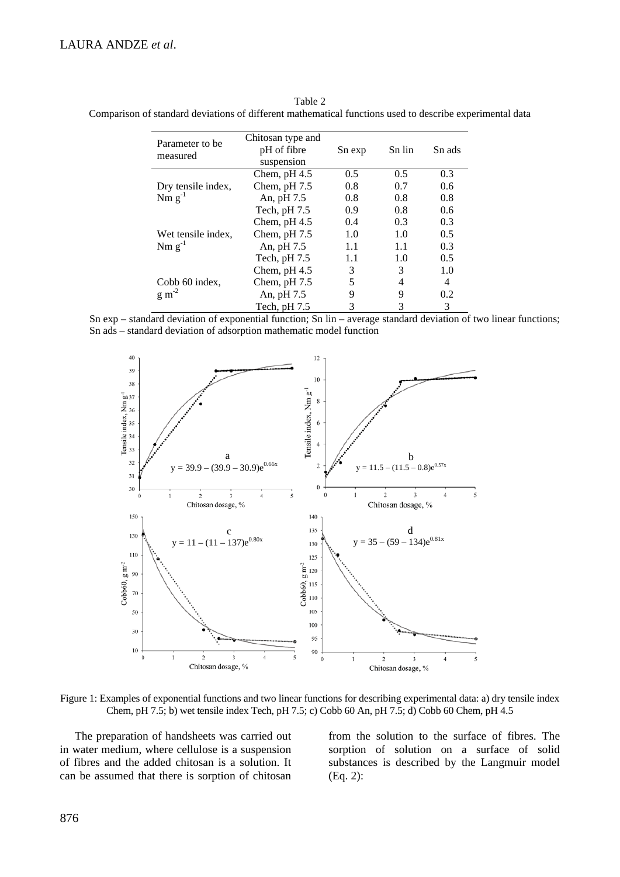Table 2
Comparison of standard deviations of different mathematical functions used to describe experimental data

| Parameter to be measured | Chitosan type and pH of fibre suspension | Sn exp | Sn lin | Sn ads |
|---|---|---|---|---|
| Dry tensile index, Nm $g^{-1}$ | Chem, pH 4.5 | 0.5 | 0.5 | 0.3 |
| | Chem, pH 7.5 | 0.8 | 0.7 | 0.6 |
| | An, pH 7.5 | 0.8 | 0.8 | 0.8 |
| | Tech, pH 7.5 | 0.9 | 0.8 | 0.6 |
| Wet tensile index, Nm $g^{-1}$ | Chem, pH 4.5 | 0.4 | 0.3 | 0.3 |
| | Chem, pH 7.5 | 1.0 | 1.0 | 0.5 |
| | An, pH 7.5 | 1.1 | 1.1 | 0.3 |
| | Tech, pH 7.5 | 1.1 | 1.0 | 0.5 |
| Cobb 60 index, g $m^{-2}$ | Chem, pH 4.5 | 3 | 3 | 1.0 |
| | Chem, pH 7.5 | 5 | 4 | 4 |
| | An, pH 7.5 | 9 | 9 | 0.2 |
| | Tech, pH 7.5 | 3 | 3 | 3 |

Sn exp – standard deviation of exponential function; Sn lin – average standard deviation of two linear functions; Sn ads – standard deviation of adsorption mathematic model function

Figure 1: Examples of exponential functions and two linear functions for describing experimental data: a) dry tensile index Chem, pH 7.5; b) wet tensile index Tech, pH 7.5; c) Cobb 60 An, pH 7.5; d) Cobb 60 Chem, pH 4.5

The preparation of handsheets was carried out in water medium, where cellulose is a suspension of fibres and the added chitosan is a solution. It can be assumed that there is sorption of chitosan from the solution to the surface of fibres. The sorption of solution on a surface of solid substances is described by the Langmuir model (Eq. 2):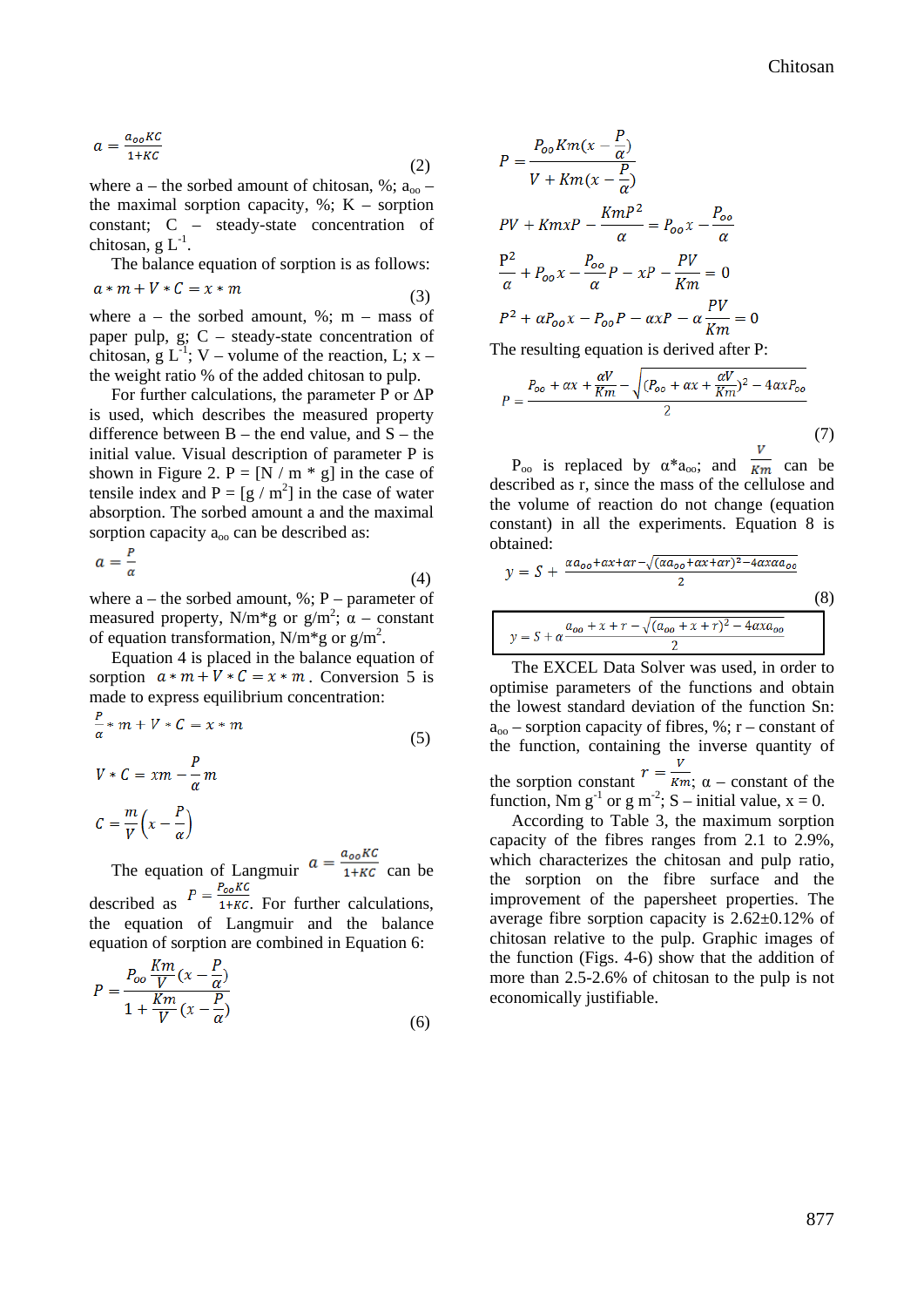$$a = \frac{a_{oo} KC}{1+KC} \tag{2}$$

where a – the sorbed amount of chitosan, %; $a_{oo}$ – the maximal sorption capacity, %; K – sorption constant; C – steady-state concentration of chitosan, g $L^{-1}$.

The balance equation of sorption is as follows:

$$a * m + V * C = x * m \tag{3}$$

where a – the sorbed amount, %; m – mass of paper pulp, g; C – steady-state concentration of chitosan, g $L^{-1}$; V – volume of the reaction, L; x – the weight ratio % of the added chitosan to pulp.

For further calculations, the parameter P or ΔP is used, which describes the measured property difference between B – the end value, and S – the initial value. Visual description of parameter P is shown in Figure 2. P = [N / m * g] in the case of tensile index and P = [g / $m^2$] in the case of water absorption. The sorbed amount a and the maximal sorption capacity $a_{oo}$ can be described as:

$$a = \frac{P}{\alpha} \tag{4}$$

where a – the sorbed amount, %; P – parameter of measured property, N/m*g or g/$m^2$; α – constant of equation transformation, N/m*g or g/$m^2$.

Equation 4 is placed in the balance equation of sorption $a * m + V * C = x * m$. Conversion 5 is made to express equilibrium concentration:

$$\frac{P}{\alpha} * m + V * C = x * m \tag{5}$$

$$V * C = xm - \frac{P}{\alpha} m$$

$$C = \frac{m}{V}\left(x - \frac{P}{\alpha}\right)$$

The equation of Langmuir $a = \frac{a_{oo} KC}{1+KC}$ can be described as $P = \frac{P_{oo} KC}{1+KC}$. For further calculations, the equation of Langmuir and the balance equation of sorption are combined in Equation 6:

$$P = \frac{P_{oo} \frac{Km}{V}(x - \frac{P}{\alpha})}{1 + \frac{Km}{V}(x - \frac{P}{\alpha})} \tag{6}$$

$$P = \frac{P_{oo} Km(x - \frac{P}{\alpha})}{V + Km(x - \frac{P}{\alpha})}$$

$$PV + KmxP - \frac{KmP^2}{\alpha} = P_{oo} x - \frac{P_{oo}}{\alpha}$$

$$\frac{P^2}{\alpha} + P_{oo} x - \frac{P_{oo}}{\alpha} P - xP - \frac{PV}{Km} = 0$$

$$P^2 + \alpha P_{oo} x - P_{oo} P - \alpha x P - \alpha \frac{PV}{Km} = 0$$

The resulting equation is derived after P:

$$P = \frac{P_{oo} + \alpha x + \frac{\alpha V}{Km} - \sqrt{(P_{oo} + \alpha x + \frac{\alpha V}{Km})^2 - 4\alpha x P_{oo}}}{2} \tag{7}$$

$P_{oo}$ is replaced by α*$a_{oo}$; and $\frac{V}{Km}$ can be described as r, since the mass of the cellulose and the volume of reaction do not change (equation constant) in all the experiments. Equation 8 is obtained:

$$y = S + \frac{\alpha a_{oo} + \alpha x + \alpha r - \sqrt{(\alpha a_{oo} + \alpha x + \alpha r)^2 - 4\alpha x \alpha a_{oo}}}{2} \tag{8}$$

$$y = S + \alpha \frac{a_{oo} + x + r - \sqrt{(a_{oo} + x + r)^2 - 4 a x a_{oo}}}{2}$$

The EXCEL Data Solver was used, in order to optimise parameters of the functions and obtain the lowest standard deviation of the function Sn: $a_{oo}$ – sorption capacity of fibres, %; r – constant of the function, containing the inverse quantity of the sorption constant $r = \frac{V}{Km}$; α – constant of the function, Nm $g^{-1}$ or g $m^{-2}$; S – initial value, x = 0.

According to Table 3, the maximum sorption capacity of the fibres ranges from 2.1 to 2.9%, which characterizes the chitosan and pulp ratio, the sorption on the fibre surface and the improvement of the papersheet properties. The average fibre sorption capacity is 2.62±0.12% of chitosan relative to the pulp. Graphic images of the function (Figs. 4-6) show that the addition of more than 2.5-2.6% of chitosan to the pulp is not economically justifiable.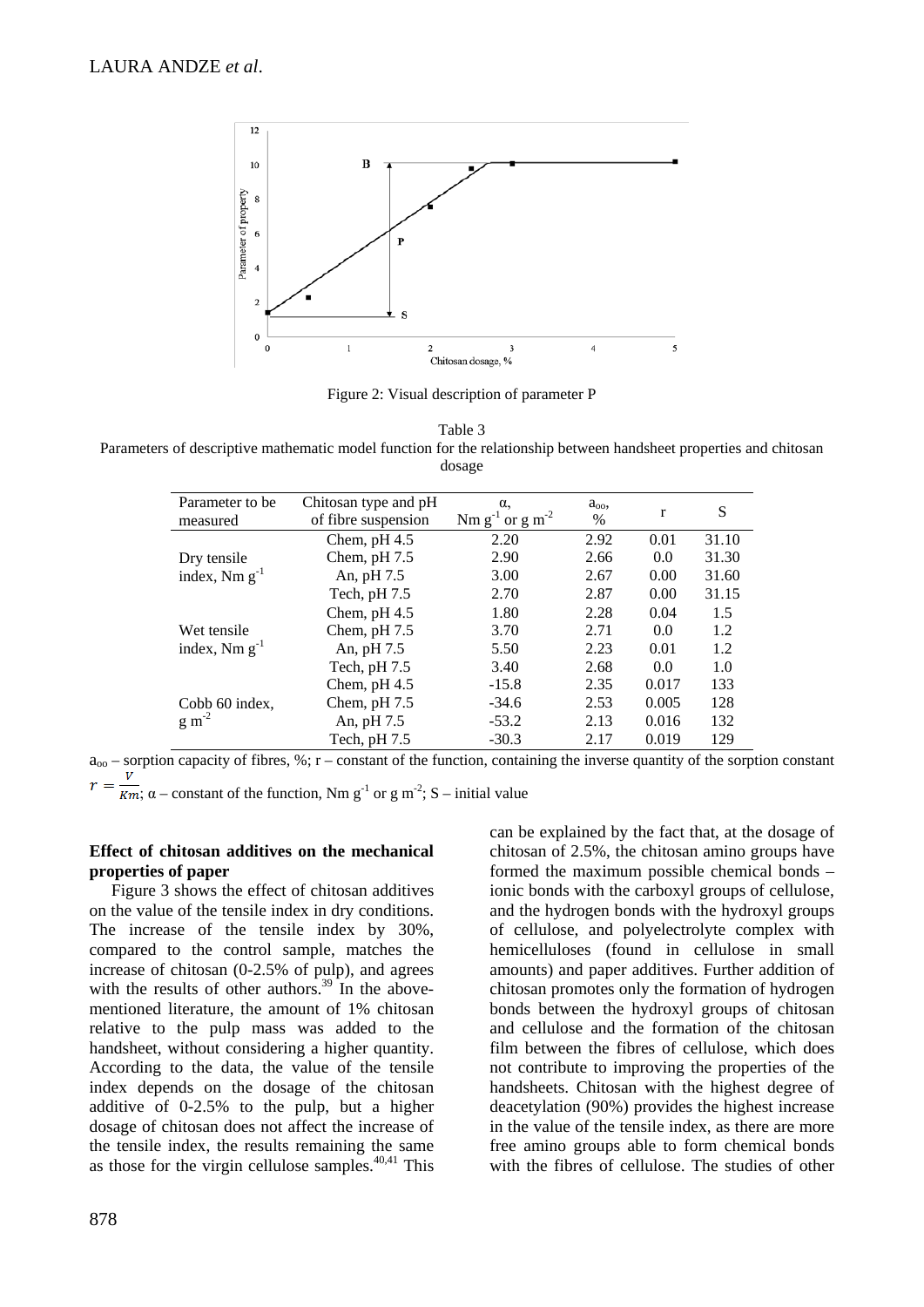Figure 2: Visual description of parameter P

Table 3
Parameters of descriptive mathematic model function for the relationship between handsheet properties and chitosan dosage

| Parameter to be measured | Chitosan type and pH of fibre suspension | α, Nm $g^{-1}$ or g $m^{-2}$ | $a_{oo}$, % | r | S |
|---|---|---|---|---|---|
| Dry tensile index, Nm $g^{-1}$ | Chem, pH 4.5 | 2.20 | 2.92 | 0.01 | 31.10 |
| | Chem, pH 7.5 | 2.90 | 2.66 | 0.0 | 31.30 |
| | An, pH 7.5 | 3.00 | 2.67 | 0.00 | 31.60 |
| | Tech, pH 7.5 | 2.70 | 2.87 | 0.00 | 31.15 |
| Wet tensile index, Nm $g^{-1}$ | Chem, pH 4.5 | 1.80 | 2.28 | 0.04 | 1.5 |
| | Chem, pH 7.5 | 3.70 | 2.71 | 0.0 | 1.2 |
| | An, pH 7.5 | 5.50 | 2.23 | 0.01 | 1.2 |
| | Tech, pH 7.5 | 3.40 | 2.68 | 0.0 | 1.0 |
| Cobb 60 index, g $m^{-2}$ | Chem, pH 4.5 | -15.8 | 2.35 | 0.017 | 133 |
| | Chem, pH 7.5 | -34.6 | 2.53 | 0.005 | 128 |
| | An, pH 7.5 | -53.2 | 2.13 | 0.016 | 132 |
| | Tech, pH 7.5 | -30.3 | 2.17 | 0.019 | 129 |

$a_{oo}$ – sorption capacity of fibres, %; r – constant of the function, containing the inverse quantity of the sorption constant $r = \frac{V}{Km}$; α – constant of the function, Nm $g^{-1}$ or g $m^{-2}$; S – initial value

**Effect of chitosan additives on the mechanical properties of paper**

Figure 3 shows the effect of chitosan additives on the value of the tensile index in dry conditions. The increase of the tensile index by 30%, compared to the control sample, matches the increase of chitosan (0-2.5% of pulp), and agrees with the results of other authors.[39] In the above-mentioned literature, the amount of 1% chitosan relative to the pulp mass was added to the handsheet, without considering a higher quantity. According to the data, the value of the tensile index depends on the dosage of the chitosan additive of 0-2.5% to the pulp, but a higher dosage of chitosan does not affect the increase of the tensile index, the results remaining the same as those for the virgin cellulose samples.[40,41] This can be explained by the fact that, at the dosage of chitosan of 2.5%, the chitosan amino groups have formed the maximum possible chemical bonds – ionic bonds with the carboxyl groups of cellulose, and the hydrogen bonds with the hydroxyl groups of cellulose, and polyelectrolyte complex with hemicelluloses (found in cellulose in small amounts) and paper additives. Further addition of chitosan promotes only the formation of hydrogen bonds between the hydroxyl groups of chitosan and cellulose and the formation of the chitosan film between the fibres of cellulose, which does not contribute to improving the properties of the handsheets. Chitosan with the highest degree of deacetylation (90%) provides the highest increase in the value of the tensile index, as there are more free amino groups able to form chemical bonds with the fibres of cellulose. The studies of other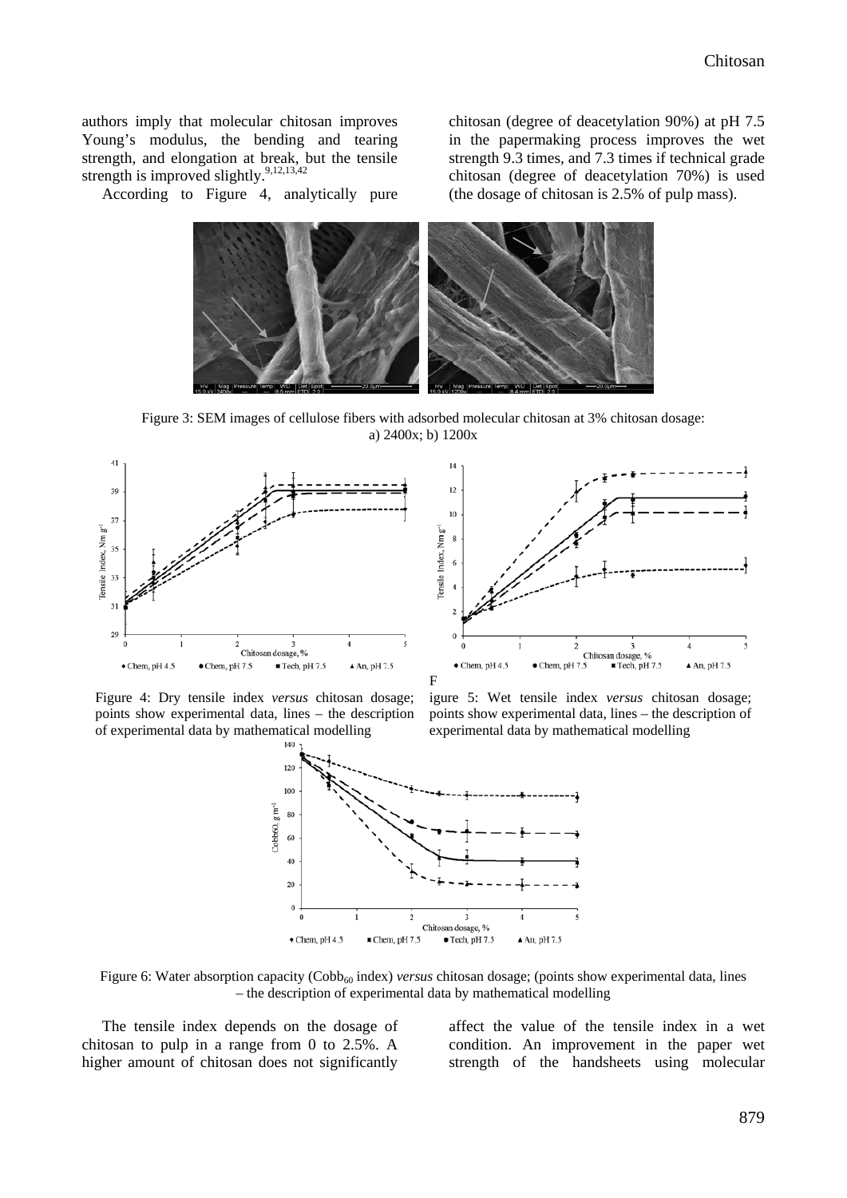authors imply that molecular chitosan improves Young's modulus, the bending and tearing strength, and elongation at break, but the tensile strength is improved slightly.[9,12,13,42]

According to Figure 4, analytically pure chitosan (degree of deacetylation 90%) at pH 7.5 in the papermaking process improves the wet strength 9.3 times, and 7.3 times if technical grade chitosan (degree of deacetylation 70%) is used (the dosage of chitosan is 2.5% of pulp mass).

Figure 3: SEM images of cellulose fibers with adsorbed molecular chitosan at 3% chitosan dosage: a) 2400x; b) 1200x

Figure 4: Dry tensile index *versus* chitosan dosage; points show experimental data, lines – the description of experimental data by mathematical modelling

Figure 5: Wet tensile index *versus* chitosan dosage; points show experimental data, lines – the description of experimental data by mathematical modelling

Figure 6: Water absorption capacity ($Cobb_{60}$ index) *versus* chitosan dosage; (points show experimental data, lines – the description of experimental data by mathematical modelling

The tensile index depends on the dosage of chitosan to pulp in a range from 0 to 2.5%. A higher amount of chitosan does not significantly affect the value of the tensile index in a wet condition. An improvement in the paper wet strength of the handsheets using molecular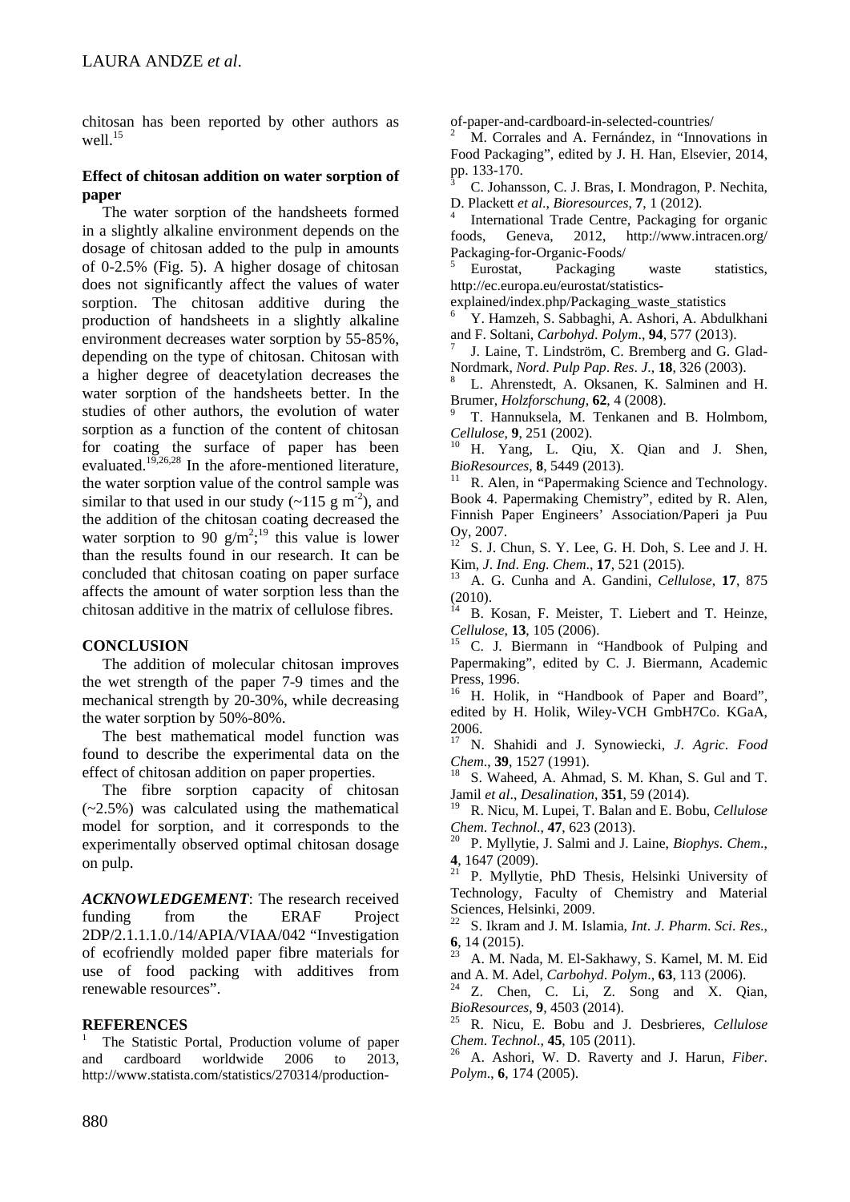chitosan has been reported by other authors as well.[15]

### Effect of chitosan addition on water sorption of paper

The water sorption of the handsheets formed in a slightly alkaline environment depends on the dosage of chitosan added to the pulp in amounts of 0-2.5% (Fig. 5). A higher dosage of chitosan does not significantly affect the values of water sorption. The chitosan additive during the production of handsheets in a slightly alkaline environment decreases water sorption by 55-85%, depending on the type of chitosan. Chitosan with a higher degree of deacetylation decreases the water sorption of the handsheets better. In the studies of other authors, the evolution of water sorption as a function of the content of chitosan for coating the surface of paper has been evaluated.[19,26,28] In the afore-mentioned literature, the water sorption value of the control sample was similar to that used in our study (~115 g $m^{-2}$), and the addition of the chitosan coating decreased the water sorption to 90 g/$m^2$;[19] this value is lower than the results found in our research. It can be concluded that chitosan coating on paper surface affects the amount of water sorption less than the chitosan additive in the matrix of cellulose fibres.

## CONCLUSION

The addition of molecular chitosan improves the wet strength of the paper 7-9 times and the mechanical strength by 20-30%, while decreasing the water sorption by 50%-80%.

The best mathematical model function was found to describe the experimental data on the effect of chitosan addition on paper properties.

The fibre sorption capacity of chitosan (~2.5%) was calculated using the mathematical model for sorption, and it corresponds to the experimentally observed optimal chitosan dosage on pulp.

***ACKNOWLEDGEMENT***: The research received funding from the ERAF Project 2DP/2.1.1.1.0./14/APIA/VIAA/042 "Investigation of ecofriendly molded paper fibre materials for use of food packing with additives from renewable resources".

## REFERENCES

1 The Statistic Portal, Production volume of paper and cardboard worldwide 2006 to 2013, http://www.statista.com/statistics/270314/production-of-paper-and-cardboard-in-selected-countries/

2 M. Corrales and A. Fernández, in "Innovations in Food Packaging", edited by J. H. Han, Elsevier, 2014, pp. 133-170.

3 C. Johansson, C. J. Bras, I. Mondragon, P. Nechita, D. Plackett *et al*., *Bioresources*, **7**, 1 (2012).

4 International Trade Centre, Packaging for organic foods, Geneva, 2012, http://www.intracen.org/Packaging-for-Organic-Foods/

5 Eurostat, Packaging waste statistics, http://ec.europa.eu/eurostat/statistics-explained/index.php/Packaging_waste_statistics

6 Y. Hamzeh, S. Sabbaghi, A. Ashori, A. Abdulkhani and F. Soltani, *Carbohyd*. *Polym*., **94**, 577 (2013).

7 J. Laine, T. Lindström, C. Bremberg and G. Glad-Nordmark, *Nord*. *Pulp Pap*. *Res*. *J*., **18**, 326 (2003).

8 L. Ahrenstedt, A. Oksanen, K. Salminen and H. Brumer, *Holzforschung*, **62**, 4 (2008).

9 T. Hannuksela, M. Tenkanen and B. Holmbom, *Cellulose*, **9**, 251 (2002).

10 H. Yang, L. Qiu, X. Qian and J. Shen, *BioResources*, **8**, 5449 (2013).

11 R. Alen, in "Papermaking Science and Technology. Book 4. Papermaking Chemistry", edited by R. Alen, Finnish Paper Engineers' Association/Paperi ja Puu Oy, 2007.

12 S. J. Chun, S. Y. Lee, G. H. Doh, S. Lee and J. H. Kim, *J*. *Ind*. *Eng*. *Chem*., **17**, 521 (2015).

13 A. G. Cunha and A. Gandini, *Cellulose*, **17**, 875 (2010).

14 B. Kosan, F. Meister, T. Liebert and T. Heinze, *Cellulose*, **13**, 105 (2006).

15 C. J. Biermann in "Handbook of Pulping and Papermaking", edited by C. J. Biermann, Academic Press, 1996.

16 H. Holik, in "Handbook of Paper and Board", edited by H. Holik, Wiley-VCH GmbH7Co. KGaA, 2006.

17 N. Shahidi and J. Synowiecki, *J*. *Agric*. *Food Chem*., **39**, 1527 (1991).

18 S. Waheed, A. Ahmad, S. M. Khan, S. Gul and T. Jamil *et al*., *Desalination*, **351**, 59 (2014).

19 R. Nicu, M. Lupei, T. Balan and E. Bobu, *Cellulose Chem*. *Technol*., **47**, 623 (2013).

20 P. Myllytie, J. Salmi and J. Laine, *Biophys*. *Chem*., **4**, 1647 (2009).

21 P. Myllytie, PhD Thesis, Helsinki University of Technology, Faculty of Chemistry and Material Sciences, Helsinki, 2009.

22 S. Ikram and J. M. Islamia, *Int*. *J*. *Pharm*. *Sci*. *Res*., **6**, 14 (2015).

23 A. M. Nada, M. El-Sakhawy, S. Kamel, M. M. Eid and A. M. Adel, *Carbohyd*. *Polym*., **63**, 113 (2006).

24 Z. Chen, C. Li, Z. Song and X. Qian, *BioResources*, **9**, 4503 (2014).

25 R. Nicu, E. Bobu and J. Desbrieres, *Cellulose Chem*. *Technol*., **45**, 105 (2011).

26 A. Ashori, W. D. Raverty and J. Harun, *Fiber*. *Polym*., **6**, 174 (2005).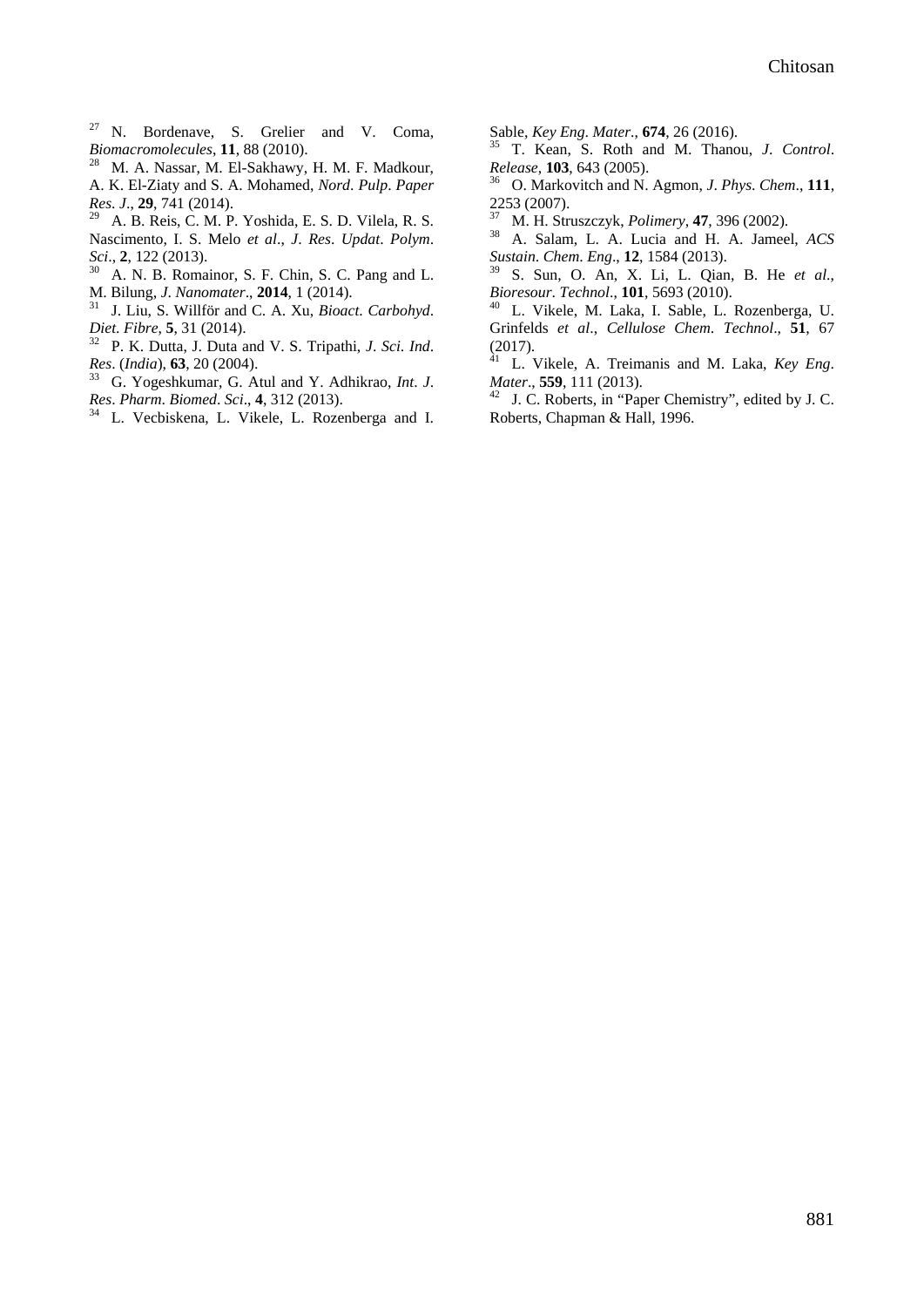[27] N. Bordenave, S. Grelier and V. Coma, *Biomacromolecules*, **11**, 88 (2010).

[28] M. A. Nassar, M. El-Sakhawy, H. M. F. Madkour, A. K. El-Ziaty and S. A. Mohamed, *Nord*. *Pulp*. *Paper Res*. *J*., **29**, 741 (2014).

[29] A. B. Reis, C. M. P. Yoshida, E. S. D. Vilela, R. S. Nascimento, I. S. Melo *et al*., *J*. *Res*. *Updat*. *Polym*. *Sci*., **2**, 122 (2013).

[30] A. N. B. Romainor, S. F. Chin, S. C. Pang and L. M. Bilung, *J*. *Nanomater*., **2014**, 1 (2014).

[31] J. Liu, S. Willför and C. A. Xu, *Bioact*. *Carbohyd*. *Diet*. *Fibre*, **5**, 31 (2014).

[32] P. K. Dutta, J. Duta and V. S. Tripathi, *J*. *Sci*. *Ind*. *Res*. (*India*), **63**, 20 (2004).

[33] G. Yogeshkumar, G. Atul and Y. Adhikrao, *Int*. *J*. *Res*. *Pharm*. *Biomed*. *Sci*., **4**, 312 (2013).

[34] L. Vecbiskena, L. Vikele, L. Rozenberga and I. Sable, *Key Eng*. *Mater*., **674**, 26 (2016).

[35] T. Kean, S. Roth and M. Thanou, *J*. *Control*. *Release*, **103**, 643 (2005).

[36] O. Markovitch and N. Agmon, *J*. *Phys*. *Chem*., **111**, 2253 (2007).

[37] M. H. Struszczyk, *Polimery*, **47**, 396 (2002).

[38] A. Salam, L. A. Lucia and H. A. Jameel, *ACS Sustain*. *Chem*. *Eng*., **12**, 1584 (2013).

[39] S. Sun, O. An, X. Li, L. Qian, B. He *et al*., *Bioresour*. *Technol*., **101**, 5693 (2010).

[40] L. Vikele, M. Laka, I. Sable, L. Rozenberga, U. Grinfelds *et al*., *Cellulose Chem*. *Technol*., **51**, 67 (2017).

[41] L. Vikele, A. Treimanis and M. Laka, *Key Eng*. *Mater*., **559**, 111 (2013).

[42] J. C. Roberts, in "Paper Chemistry", edited by J. C. Roberts, Chapman & Hall, 1996.